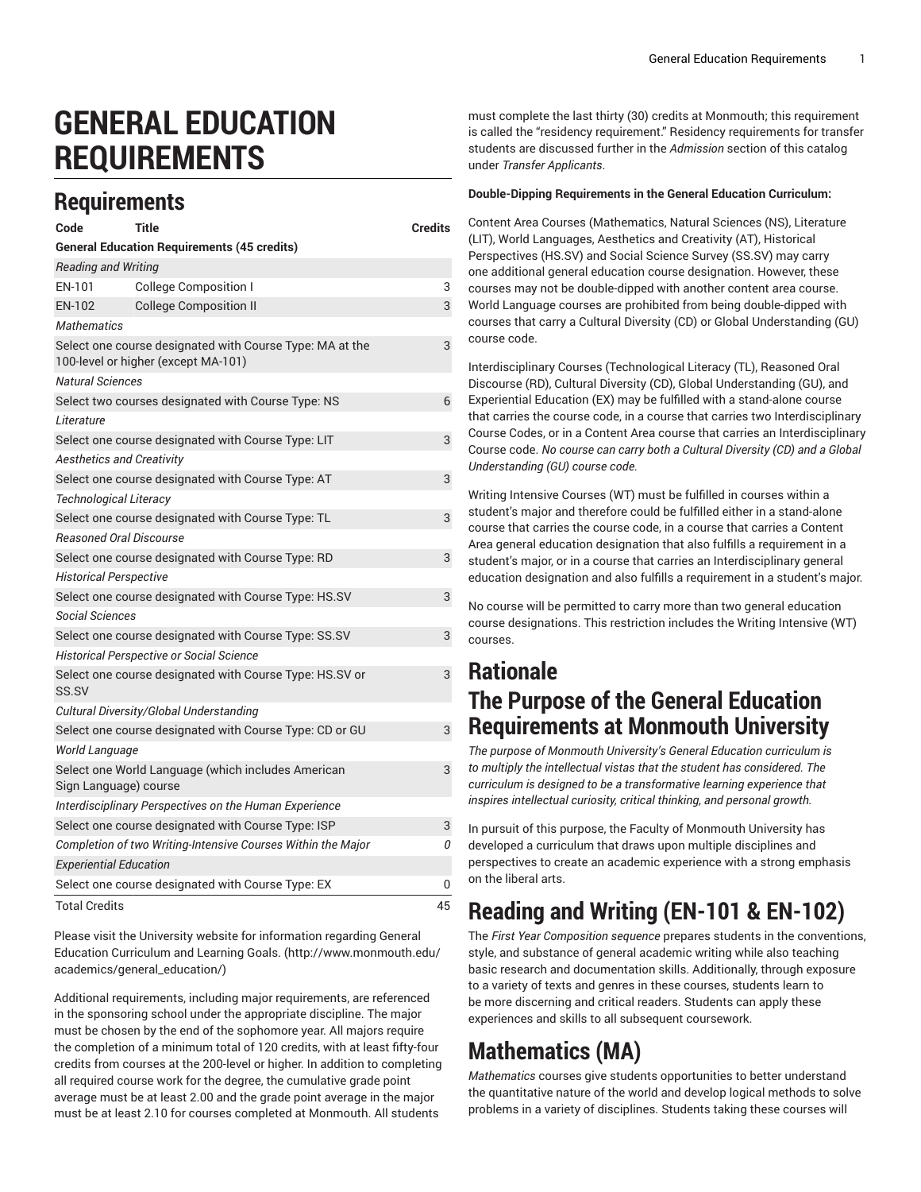# GENERAL EDUCATION REQUIREMENTS

## Requirements

| Code | Title | Credits |
|---|---|---|
| **General Education Requirements (45 credits)** | | |
| *Reading and Writing* | | |
| EN-101 | College Composition I | 3 |
| EN-102 | College Composition II | 3 |
| *Mathematics* | | |
| Select one course designated with Course Type: MA at the 100-level or higher (except MA-101) | | 3 |
| *Natural Sciences* | | |
| Select two courses designated with Course Type: NS | | 6 |
| *Literature* | | |
| Select one course designated with Course Type: LIT | | 3 |
| *Aesthetics and Creativity* | | |
| Select one course designated with Course Type: AT | | 3 |
| *Technological Literacy* | | |
| Select one course designated with Course Type: TL | | 3 |
| *Reasoned Oral Discourse* | | |
| Select one course designated with Course Type: RD | | 3 |
| *Historical Perspective* | | |
| Select one course designated with Course Type: HS.SV | | 3 |
| *Social Sciences* | | |
| Select one course designated with Course Type: SS.SV | | 3 |
| *Historical Perspective or Social Science* | | |
| Select one course designated with Course Type: HS.SV or SS.SV | | 3 |
| *Cultural Diversity/Global Understanding* | | |
| Select one course designated with Course Type: CD or GU | | 3 |
| *World Language* | | |
| Select one World Language (which includes American Sign Language) course | | 3 |
| *Interdisciplinary Perspectives on the Human Experience* | | |
| Select one course designated with Course Type: ISP | | 3 |
| *Completion of two Writing-Intensive Courses Within the Major* | | *0* |
| *Experiential Education* | | |
| Select one course designated with Course Type: EX | | 0 |
| Total Credits | | 45 |

Please visit the University website for information regarding General Education Curriculum and Learning Goals. (http://www.monmouth.edu/academics/general_education/)

Additional requirements, including major requirements, are referenced in the sponsoring school under the appropriate discipline. The major must be chosen by the end of the sophomore year. All majors require the completion of a minimum total of 120 credits, with at least fifty-four credits from courses at the 200-level or higher. In addition to completing all required course work for the degree, the cumulative grade point average must be at least 2.00 and the grade point average in the major must be at least 2.10 for courses completed at Monmouth. All students must complete the last thirty (30) credits at Monmouth; this requirement is called the "residency requirement." Residency requirements for transfer students are discussed further in the *Admission* section of this catalog under *Transfer Applicants*.

**Double-Dipping Requirements in the General Education Curriculum:**

Content Area Courses (Mathematics, Natural Sciences (NS), Literature (LIT), World Languages, Aesthetics and Creativity (AT), Historical Perspectives (HS.SV) and Social Science Survey (SS.SV) may carry one additional general education course designation. However, these courses may not be double-dipped with another content area course. World Language courses are prohibited from being double-dipped with courses that carry a Cultural Diversity (CD) or Global Understanding (GU) course code.

Interdisciplinary Courses (Technological Literacy (TL), Reasoned Oral Discourse (RD), Cultural Diversity (CD), Global Understanding (GU), and Experiential Education (EX) may be fulfilled with a stand-alone course that carries the course code, in a course that carries two Interdisciplinary Course Codes, or in a Content Area course that carries an Interdisciplinary Course code. *No course can carry both a Cultural Diversity (CD) and a Global Understanding (GU) course code.*

Writing Intensive Courses (WT) must be fulfilled in courses within a student's major and therefore could be fulfilled either in a stand-alone course that carries the course code, in a course that carries a Content Area general education designation that also fulfills a requirement in a student's major, or in a course that carries an Interdisciplinary general education designation and also fulfills a requirement in a student's major.

No course will be permitted to carry more than two general education course designations. This restriction includes the Writing Intensive (WT) courses.

## Rationale

## The Purpose of the General Education Requirements at Monmouth University

*The purpose of Monmouth University's General Education curriculum is to multiply the intellectual vistas that the student has considered. The curriculum is designed to be a transformative learning experience that inspires intellectual curiosity, critical thinking, and personal growth.*

In pursuit of this purpose, the Faculty of Monmouth University has developed a curriculum that draws upon multiple disciplines and perspectives to create an academic experience with a strong emphasis on the liberal arts.

## Reading and Writing (EN-101 & EN-102)

The *First Year Composition sequence* prepares students in the conventions, style, and substance of general academic writing while also teaching basic research and documentation skills. Additionally, through exposure to a variety of texts and genres in these courses, students learn to be more discerning and critical readers. Students can apply these experiences and skills to all subsequent coursework.

## Mathematics (MA)

*Mathematics* courses give students opportunities to better understand the quantitative nature of the world and develop logical methods to solve problems in a variety of disciplines. Students taking these courses will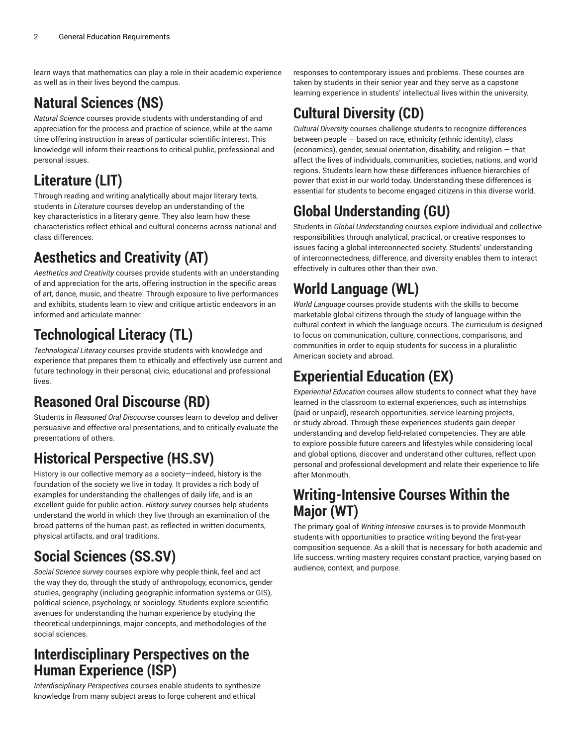learn ways that mathematics can play a role in their academic experience as well as in their lives beyond the campus.

## Natural Sciences (NS)

*Natural Science* courses provide students with understanding of and appreciation for the process and practice of science, while at the same time offering instruction in areas of particular scientific interest. This knowledge will inform their reactions to critical public, professional and personal issues.

## Literature (LIT)

Through reading and writing analytically about major literary texts, students in *Literature* courses develop an understanding of the key characteristics in a literary genre. They also learn how these characteristics reflect ethical and cultural concerns across national and class differences.

## Aesthetics and Creativity (AT)

*Aesthetics and Creativity* courses provide students with an understanding of and appreciation for the arts, offering instruction in the specific areas of art, dance, music, and theatre. Through exposure to live performances and exhibits, students learn to view and critique artistic endeavors in an informed and articulate manner.

## Technological Literacy (TL)

*Technological Literacy* courses provide students with knowledge and experience that prepares them to ethically and effectively use current and future technology in their personal, civic, educational and professional lives.

## Reasoned Oral Discourse (RD)

Students in *Reasoned Oral Discourse* courses learn to develop and deliver persuasive and effective oral presentations, and to critically evaluate the presentations of others.

## Historical Perspective (HS.SV)

History is our collective memory as a society—indeed, history is the foundation of the society we live in today. It provides a rich body of examples for understanding the challenges of daily life, and is an excellent guide for public action. *History survey* courses help students understand the world in which they live through an examination of the broad patterns of the human past, as reflected in written documents, physical artifacts, and oral traditions.

## Social Sciences (SS.SV)

*Social Science survey* courses explore why people think, feel and act the way they do, through the study of anthropology, economics, gender studies, geography (including geographic information systems or GIS), political science, psychology, or sociology. Students explore scientific avenues for understanding the human experience by studying the theoretical underpinnings, major concepts, and methodologies of the social sciences.

## Interdisciplinary Perspectives on the Human Experience (ISP)

*Interdisciplinary Perspectives* courses enable students to synthesize knowledge from many subject areas to forge coherent and ethical responses to contemporary issues and problems. These courses are taken by students in their senior year and they serve as a capstone learning experience in students' intellectual lives within the university.

## Cultural Diversity (CD)

*Cultural Diversity* courses challenge students to recognize differences between people — based on race, ethnicity (ethnic identity), class (economics), gender, sexual orientation, disability, and religion — that affect the lives of individuals, communities, societies, nations, and world regions. Students learn how these differences influence hierarchies of power that exist in our world today. Understanding these differences is essential for students to become engaged citizens in this diverse world.

## Global Understanding (GU)

Students in *Global Understanding* courses explore individual and collective responsibilities through analytical, practical, or creative responses to issues facing a global interconnected society. Students' understanding of interconnectedness, difference, and diversity enables them to interact effectively in cultures other than their own.

## World Language (WL)

*World Language* courses provide students with the skills to become marketable global citizens through the study of language within the cultural context in which the language occurs. The curriculum is designed to focus on communication, culture, connections, comparisons, and communities in order to equip students for success in a pluralistic American society and abroad.

## Experiential Education (EX)

*Experiential Education* courses allow students to connect what they have learned in the classroom to external experiences, such as internships (paid or unpaid), research opportunities, service learning projects, or study abroad. Through these experiences students gain deeper understanding and develop field-related competencies. They are able to explore possible future careers and lifestyles while considering local and global options, discover and understand other cultures, reflect upon personal and professional development and relate their experience to life after Monmouth.

## Writing-Intensive Courses Within the Major (WT)

The primary goal of *Writing Intensive* courses is to provide Monmouth students with opportunities to practice writing beyond the first-year composition sequence. As a skill that is necessary for both academic and life success, writing mastery requires constant practice, varying based on audience, context, and purpose.